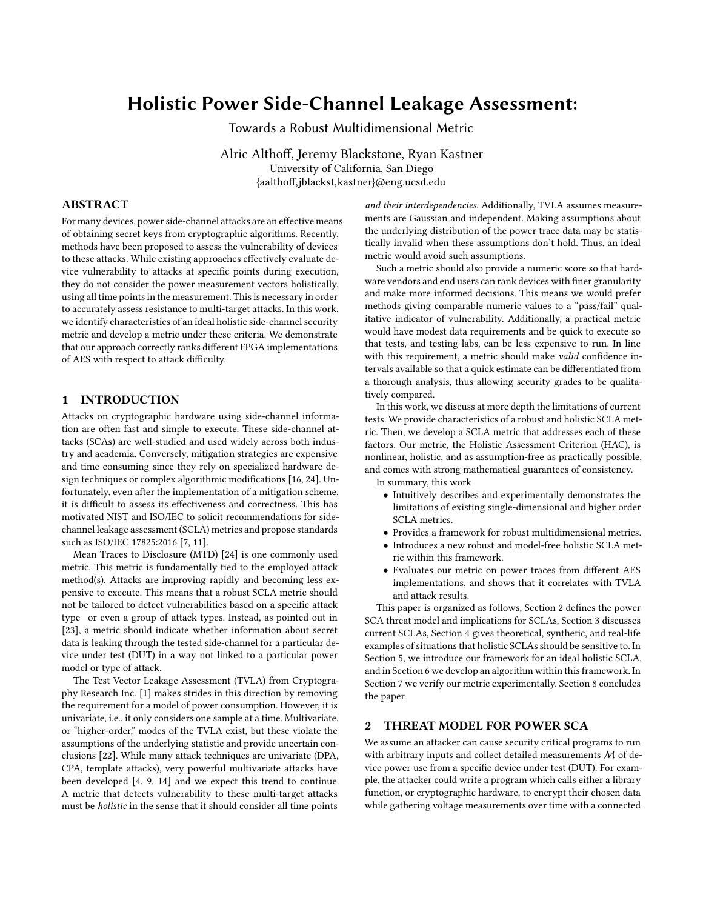# Holistic Power Side-Channel Leakage Assessment:

Towards a Robust Multidimensional Metric

Alric Althoff, Jeremy Blackstone, Ryan Kastner
University of California, San Diego
{aalthoff,jblackst,kastner}@eng.ucsd.edu

## ABSTRACT

For many devices, power side-channel attacks are an effective means of obtaining secret keys from cryptographic algorithms. Recently, methods have been proposed to assess the vulnerability of devices to these attacks. While existing approaches effectively evaluate device vulnerability to attacks at specific points during execution, they do not consider the power measurement vectors holistically, using all time points in the measurement. This is necessary in order to accurately assess resistance to multi-target attacks. In this work, we identify characteristics of an ideal holistic side-channel security metric and develop a metric under these criteria. We demonstrate that our approach correctly ranks different FPGA implementations of AES with respect to attack difficulty.

## 1 INTRODUCTION

Attacks on cryptographic hardware using side-channel information are often fast and simple to execute. These side-channel attacks (SCAs) are well-studied and used widely across both industry and academia. Conversely, mitigation strategies are expensive and time consuming since they rely on specialized hardware design techniques or complex algorithmic modifications [16, 24]. Unfortunately, even after the implementation of a mitigation scheme, it is difficult to assess its effectiveness and correctness. This has motivated NIST and ISO/IEC to solicit recommendations for side-channel leakage assessment (SCLA) metrics and propose standards such as ISO/IEC 17825:2016 [7, 11].

Mean Traces to Disclosure (MTD) [24] is one commonly used metric. This metric is fundamentally tied to the employed attack method(s). Attacks are improving rapidly and becoming less expensive to execute. This means that a robust SCLA metric should not be tailored to detect vulnerabilities based on a specific attack type—or even a group of attack types. Instead, as pointed out in [23], a metric should indicate whether information about secret data is leaking through the tested side-channel for a particular device under test (DUT) in a way not linked to a particular power model or type of attack.

The Test Vector Leakage Assessment (TVLA) from Cryptography Research Inc. [1] makes strides in this direction by removing the requirement for a model of power consumption. However, it is univariate, i.e., it only considers one sample at a time. Multivariate, or "higher-order," modes of the TVLA exist, but these violate the assumptions of the underlying statistic and provide uncertain conclusions [22]. While many attack techniques are univariate (DPA, CPA, template attacks), very powerful multivariate attacks have been developed [4, 9, 14] and we expect this trend to continue. A metric that detects vulnerability to these multi-target attacks must be *holistic* in the sense that it should consider all time points *and their interdependencies*. Additionally, TVLA assumes measurements are Gaussian and independent. Making assumptions about the underlying distribution of the power trace data may be statistically invalid when these assumptions don't hold. Thus, an ideal metric would avoid such assumptions.

Such a metric should also provide a numeric score so that hardware vendors and end users can rank devices with finer granularity and make more informed decisions. This means we would prefer methods giving comparable numeric values to a "pass/fail" qualitative indicator of vulnerability. Additionally, a practical metric would have modest data requirements and be quick to execute so that tests, and testing labs, can be less expensive to run. In line with this requirement, a metric should make *valid* confidence intervals available so that a quick estimate can be differentiated from a thorough analysis, thus allowing security grades to be qualitatively compared.

In this work, we discuss at more depth the limitations of current tests. We provide characteristics of a robust and holistic SCLA metric. Then, we develop a SCLA metric that addresses each of these factors. Our metric, the Holistic Assessment Criterion (HAC), is nonlinear, holistic, and as assumption-free as practically possible, and comes with strong mathematical guarantees of consistency.

In summary, this work

- Intuitively describes and experimentally demonstrates the limitations of existing single-dimensional and higher order SCLA metrics.
- Provides a framework for robust multidimensional metrics.
- Introduces a new robust and model-free holistic SCLA metric within this framework.
- Evaluates our metric on power traces from different AES implementations, and shows that it correlates with TVLA and attack results.

This paper is organized as follows, Section 2 defines the power SCA threat model and implications for SCLAs, Section 3 discusses current SCLAs, Section 4 gives theoretical, synthetic, and real-life examples of situations that holistic SCLAs should be sensitive to. In Section 5, we introduce our framework for an ideal holistic SCLA, and in Section 6 we develop an algorithm within this framework. In Section 7 we verify our metric experimentally. Section 8 concludes the paper.

## 2 THREAT MODEL FOR POWER SCA

We assume an attacker can cause security critical programs to run with arbitrary inputs and collect detailed measurements $\mathcal{M}$ of device power use from a specific device under test (DUT). For example, the attacker could write a program which calls either a library function, or cryptographic hardware, to encrypt their chosen data while gathering voltage measurements over time with a connected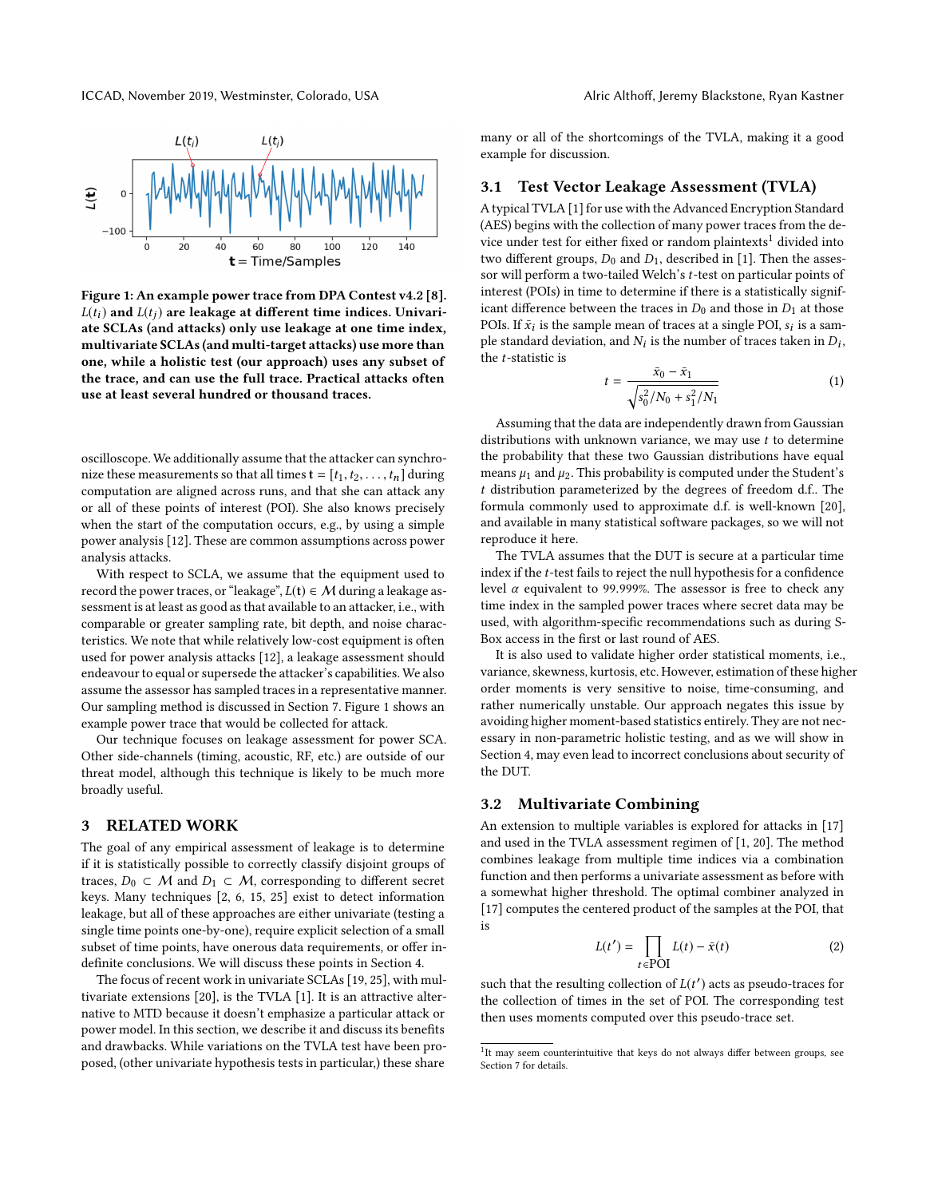Figure 1: An example power trace from DPA Contest v4.2 [8]. $L(t_i)$ and $L(t_j)$ are leakage at different time indices. Univariate SCLAs (and attacks) only use leakage at one time index, multivariate SCLAs (and multi-target attacks) use more than one, while a holistic test (our approach) uses any subset of the trace, and can use the full trace. Practical attacks often use at least several hundred or thousand traces.

oscilloscope. We additionally assume that the attacker can synchronize these measurements so that all times $\mathbf{t} = [t_1, t_2, \ldots, t_n]$ during computation are aligned across runs, and that she can attack any or all of these points of interest (POI). She also knows precisely when the start of the computation occurs, e.g., by using a simple power analysis [12]. These are common assumptions across power analysis attacks.

With respect to SCLA, we assume that the equipment used to record the power traces, or "leakage", $L(\mathbf{t}) \in \mathcal{M}$ during a leakage assessment is at least as good as that available to an attacker, i.e., with comparable or greater sampling rate, bit depth, and noise characteristics. We note that while relatively low-cost equipment is often used for power analysis attacks [12], a leakage assessment should endeavour to equal or supersede the attacker's capabilities. We also assume the assessor has sampled traces in a representative manner. Our sampling method is discussed in Section 7. Figure 1 shows an example power trace that would be collected for attack.

Our technique focuses on leakage assessment for power SCA. Other side-channels (timing, acoustic, RF, etc.) are outside of our threat model, although this technique is likely to be much more broadly useful.

## 3 RELATED WORK

The goal of any empirical assessment of leakage is to determine if it is statistically possible to correctly classify disjoint groups of traces, $D_0 \subset \mathcal{M}$ and $D_1 \subset \mathcal{M}$, corresponding to different secret keys. Many techniques [2, 6, 15, 25] exist to detect information leakage, but all of these approaches are either univariate (testing a single time points one-by-one), require explicit selection of a small subset of time points, have onerous data requirements, or offer indefinite conclusions. We will discuss these points in Section 4.

The focus of recent work in univariate SCLAs [19, 25], with multivariate extensions [20], is the TVLA [1]. It is an attractive alternative to MTD because it doesn't emphasize a particular attack or power model. In this section, we describe it and discuss its benefits and drawbacks. While variations on the TVLA test have been proposed, (other univariate hypothesis tests in particular,) these share many or all of the shortcomings of the TVLA, making it a good example for discussion.

### 3.1 Test Vector Leakage Assessment (TVLA)

A typical TVLA [1] for use with the Advanced Encryption Standard (AES) begins with the collection of many power traces from the device under test for either fixed or random plaintexts[1] divided into two different groups, $D_0$ and $D_1$, described in [1]. Then the assessor will perform a two-tailed Welch's $t$-test on particular points of interest (POIs) in time to determine if there is a statistically significant difference between the traces in $D_0$ and those in $D_1$ at those POIs. If $\bar{x}_i$ is the sample mean of traces at a single POI, $s_i$ is a sample standard deviation, and $N_i$ is the number of traces taken in $D_i$, the $t$-statistic is

$$t = \frac{\bar{x}_0 - \bar{x}_1}{\sqrt{s_0^2/N_0 + s_1^2/N_1}} \tag{1}$$

Assuming that the data are independently drawn from Gaussian distributions with unknown variance, we may use $t$ to determine the probability that these two Gaussian distributions have equal means $\mu_1$ and $\mu_2$. This probability is computed under the Student's $t$ distribution parameterized by the degrees of freedom d.f.. The formula commonly used to approximate d.f. is well-known [20], and available in many statistical software packages, so we will not reproduce it here.

The TVLA assumes that the DUT is secure at a particular time index if the $t$-test fails to reject the null hypothesis for a confidence level $\alpha$ equivalent to 99.999%. The assessor is free to check any time index in the sampled power traces where secret data may be used, with algorithm-specific recommendations such as during S-Box access in the first or last round of AES.

It is also used to validate higher order statistical moments, i.e., variance, skewness, kurtosis, etc. However, estimation of these higher order moments is very sensitive to noise, time-consuming, and rather numerically unstable. Our approach negates this issue by avoiding higher moment-based statistics entirely. They are not necessary in non-parametric holistic testing, and as we will show in Section 4, may even lead to incorrect conclusions about security of the DUT.

### 3.2 Multivariate Combining

An extension to multiple variables is explored for attacks in [17] and used in the TVLA assessment regimen of [1, 20]. The method combines leakage from multiple time indices via a combination function and then performs a univariate assessment as before with a somewhat higher threshold. The optimal combiner analyzed in [17] computes the centered product of the samples at the POI, that is

$$L(t') = \prod_{t \in \text{POI}} L(t) - \bar{x}(t) \tag{2}$$

such that the resulting collection of $L(t')$ acts as pseudo-traces for the collection of times in the set of POI. The corresponding test then uses moments computed over this pseudo-trace set.

[1]It may seem counterintuitive that keys do not always differ between groups, see Section 7 for details.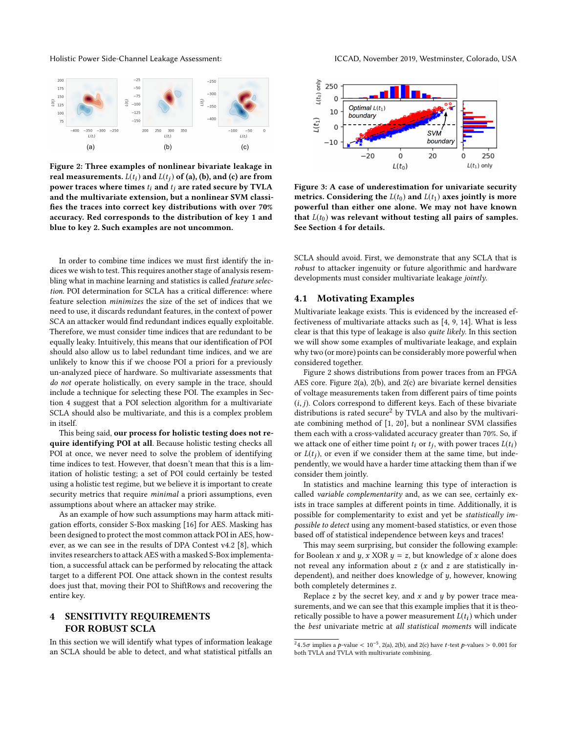Figure 2: Three examples of nonlinear bivariate leakage in real measurements. $L(t_i)$ and $L(t_j)$ of (a), (b), and (c) are from power traces where times $t_i$ and $t_j$ are rated secure by TVLA and the multivariate extension, but a nonlinear SVM classifies the traces into correct key distributions with over 70% accuracy. Red corresponds to the distribution of key 1 and blue to key 2. Such examples are not uncommon.

Figure 3: A case of underestimation for univariate security metrics. Considering the $L(t_0)$ and $L(t_1)$ axes jointly is more powerful than either one alone. We may not have known that $L(t_0)$ was relevant without testing all pairs of samples. See Section 4 for details.

In order to combine time indices we must first identify the indices we wish to test. This requires another stage of analysis resembling what in machine learning and statistics is called *feature selection*. POI determination for SCLA has a critical difference: where feature selection *minimizes* the size of the set of indices that we need to use, it discards redundant features, in the context of power SCA an attacker would find redundant indices equally exploitable. Therefore, we must consider time indices that are redundant to be equally leaky. Intuitively, this means that our identification of POI should also allow us to label redundant time indices, and we are unlikely to know this if we choose POI a priori for a previously un-analyzed piece of hardware. So multivariate assessments that *do not* operate holistically, on every sample in the trace, should include a technique for selecting these POI. The examples in Section 4 suggest that a POI selection algorithm for a multivariate SCLA should also be multivariate, and this is a complex problem in itself.

This being said, **our process for holistic testing does not require identifying POI at all**. Because holistic testing checks all POI at once, we never need to solve the problem of identifying time indices to test. However, that doesn't mean that this is a limitation of holistic testing; a set of POI could certainly be tested using a holistic test regime, but we believe it is important to create security metrics that require *minimal* a priori assumptions, even assumptions about where an attacker may strike.

As an example of how such assumptions may harm attack mitigation efforts, consider S-Box masking [16] for AES. Masking has been designed to protect the most common attack POI in AES, however, as we can see in the results of DPA Contest v4.2 [8], which invites researchers to attack AES with a masked S-Box implementation, a successful attack can be performed by relocating the attack target to a different POI. One attack shown in the contest results does just that, moving their POI to ShiftRows and recovering the entire key.

# 4 SENSITIVITY REQUIREMENTS FOR ROBUST SCLA

In this section we will identify what types of information leakage an SCLA should be able to detect, and what statistical pitfalls an SCLA should avoid. First, we demonstrate that any SCLA that is *robust* to attacker ingenuity or future algorithmic and hardware developments must consider multivariate leakage *jointly*.

## 4.1 Motivating Examples

Multivariate leakage exists. This is evidenced by the increased effectiveness of multivariate attacks such as [4, 9, 14]. What is less clear is that this type of leakage is also *quite likely*. In this section we will show some examples of multivariate leakage, and explain why two (or more) points can be considerably more powerful when considered together.

Figure 2 shows distributions from power traces from an FPGA AES core. Figure 2(a), 2(b), and 2(c) are bivariate kernel densities of voltage measurements taken from different pairs of time points $(i, j)$. Colors correspond to different keys. Each of these bivariate distributions is rated secure[2] by TVLA and also by the multivariate combining method of [1, 20], but a nonlinear SVM classifies them each with a cross-validated accuracy greater than 70%. So, if we attack one of either time point $t_i$ or $t_j$, with power traces $L(t_i)$ or $L(t_j)$, or even if we consider them at the same time, but independently, we would have a harder time attacking them than if we consider them jointly.

In statistics and machine learning this type of interaction is called *variable complementarity* and, as we can see, certainly exists in trace samples at different points in time. Additionally, it is possible for complementarity to exist and yet be *statistically impossible to detect* using any moment-based statistics, or even those based off of statistical independence between keys and traces!

This may seem surprising, but consider the following example: for Boolean $x$ and $y$, $x$ XOR $y = z$, but knowledge of $x$ alone does not reveal any information about $z$ ($x$ and $z$ are statistically independent), and neither does knowledge of $y$, however, knowing both completely determines $z$.

Replace $z$ by the secret key, and $x$ and $y$ by power trace measurements, and we can see that this example implies that it is theoretically possible to have a power measurement $L(t_i)$ which under the *best* univariate metric at *all statistical moments* will indicate

[2] $4.5\sigma$ implies a $p$-value $< 10^{-5}$, 2(a), 2(b), and 2(c) have $t$-test $p$-values $> 0.001$ for both TVLA and TVLA with multivariate combining.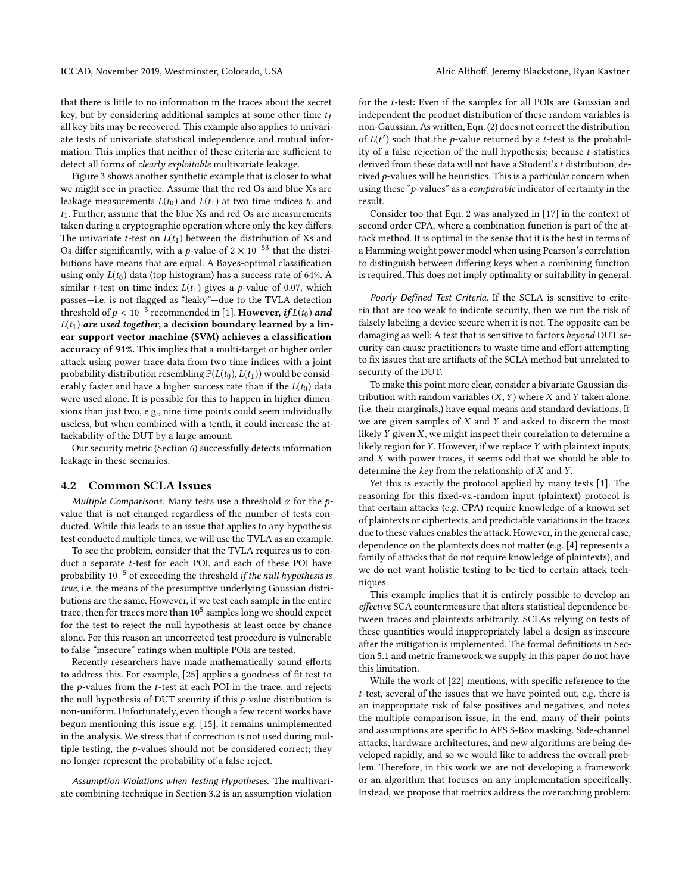that there is little to no information in the traces about the secret key, but by considering additional samples at some other time $t_j$ all key bits may be recovered. This example also applies to univariate tests of univariate statistical independence and mutual information. This implies that neither of these criteria are sufficient to detect all forms of *clearly exploitable* multivariate leakage.

Figure 3 shows another synthetic example that is closer to what we might see in practice. Assume that the red Os and blue Xs are leakage measurements $L(t_0)$ and $L(t_1)$ at two time indices $t_0$ and $t_1$. Further, assume that the blue Xs and red Os are measurements taken during a cryptographic operation where only the key differs. The univariate $t$-test on $L(t_1)$ between the distribution of Xs and Os differ significantly, with a $p$-value of $2 \times 10^{-53}$ that the distributions have means that are equal. A Bayes-optimal classification using only $L(t_0)$ data (top histogram) has a success rate of 64%. A similar $t$-test on time index $L(t_1)$ gives a $p$-value of 0.07, which passes—i.e. is not flagged as "leaky"—due to the TVLA detection threshold of $p < 10^{-5}$ recommended in [1]. **However, *if* $L(t_0)$ *and* $L(t_1)$ *are used together*, a decision boundary learned by a linear support vector machine (SVM) achieves a classification accuracy of 91%.** This implies that a multi-target or higher order attack using power trace data from two time indices with a joint probability distribution resembling $\mathbb{P}(L(t_0), L(t_1))$ would be considerably faster and have a higher success rate than if the $L(t_0)$ data were used alone. It is possible for this to happen in higher dimensions than just two, e.g., nine time points could seem individually useless, but when combined with a tenth, it could increase the attackability of the DUT by a large amount.

Our security metric (Section 6) successfully detects information leakage in these scenarios.

### 4.2 Common SCLA Issues

*Multiple Comparisons.* Many tests use a threshold $\alpha$ for the $p$-value that is not changed regardless of the number of tests conducted. While this leads to an issue that applies to any hypothesis test conducted multiple times, we will use the TVLA as an example.

To see the problem, consider that the TVLA requires us to conduct a separate $t$-test for each POI, and each of these POI have probability $10^{-5}$ of exceeding the threshold *if the null hypothesis is true*, i.e. the means of the presumptive underlying Gaussian distributions are the same. However, if we test each sample in the entire trace, then for traces more than $10^5$ samples long we should expect for the test to reject the null hypothesis at least once by chance alone. For this reason an uncorrected test procedure is vulnerable to false "insecure" ratings when multiple POIs are tested.

Recently researchers have made mathematically sound efforts to address this. For example, [25] applies a goodness of fit test to the $p$-values from the $t$-test at each POI in the trace, and rejects the null hypothesis of DUT security if this $p$-value distribution is non-uniform. Unfortunately, even though a few recent works have begun mentioning this issue e.g. [15], it remains unimplemented in the analysis. We stress that if correction is not used during multiple testing, the $p$-values should not be considered correct; they no longer represent the probability of a false reject.

*Assumption Violations when Testing Hypotheses.* The multivariate combining technique in Section 3.2 is an assumption violation for the $t$-test: Even if the samples for all POIs are Gaussian and independent the product distribution of these random variables is non-Gaussian. As written, Eqn. (2) does not correct the distribution of $L(t')$ such that the $p$-value returned by a $t$-test is the probability of a false rejection of the null hypothesis; because $t$-statistics derived from these data will not have a Student's $t$ distribution, derived $p$-values will be heuristics. This is a particular concern when using these "$p$-values" as a *comparable* indicator of certainty in the result.

Consider too that Eqn. 2 was analyzed in [17] in the context of second order CPA, where a combination function is part of the attack method. It is optimal in the sense that it is the best in terms of a Hamming weight power model when using Pearson's correlation to distinguish between differing keys when a combining function is required. This does not imply optimality or suitability in general.

*Poorly Defined Test Criteria.* If the SCLA is sensitive to criteria that are too weak to indicate security, then we run the risk of falsely labeling a device secure when it is not. The opposite can be damaging as well: A test that is sensitive to factors *beyond* DUT security can cause practitioners to waste time and effort attempting to fix issues that are artifacts of the SCLA method but unrelated to security of the DUT.

To make this point more clear, consider a bivariate Gaussian distribution with random variables $(X, Y)$ where $X$ and $Y$ taken alone, (i.e. their marginals,) have equal means and standard deviations. If we are given samples of $X$ and $Y$ and asked to discern the most likely $Y$ given $X$, we might inspect their correlation to determine a likely region for $Y$. However, if we replace $Y$ with plaintext inputs, and $X$ with power traces, it seems odd that we should be able to determine the *key* from the relationship of $X$ and $Y$.

Yet this is exactly the protocol applied by many tests [1]. The reasoning for this fixed-vs.-random input (plaintext) protocol is that certain attacks (e.g. CPA) require knowledge of a known set of plaintexts or ciphertexts, and predictable variations in the traces due to these values enables the attack. However, in the general case, dependence on the plaintexts does not matter (e.g. [4] represents a family of attacks that do not require knowledge of plaintexts), and we do not want holistic testing to be tied to certain attack techniques.

This example implies that it is entirely possible to develop an *effective* SCA countermeasure that alters statistical dependence between traces and plaintexts arbitrarily. SCLAs relying on tests of these quantities would inappropriately label a design as insecure after the mitigation is implemented. The formal definitions in Section 5.1 and metric framework we supply in this paper do not have this limitation.

While the work of [22] mentions, with specific reference to the $t$-test, several of the issues that we have pointed out, e.g. there is an inappropriate risk of false positives and negatives, and notes the multiple comparison issue, in the end, many of their points and assumptions are specific to AES S-Box masking. Side-channel attacks, hardware architectures, and new algorithms are being developed rapidly, and so we would like to address the overall problem. Therefore, in this work we are not developing a framework or an algorithm that focuses on any implementation specifically. Instead, we propose that metrics address the overarching problem: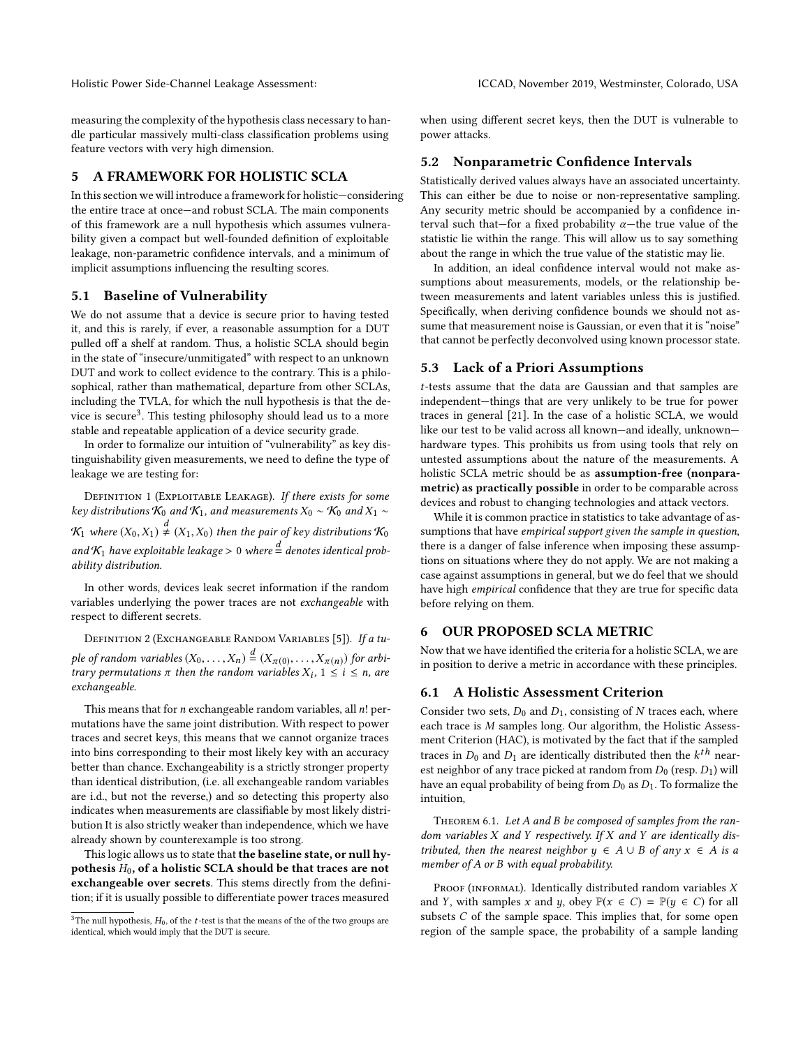measuring the complexity of the hypothesis class necessary to handle particular massively multi-class classification problems using feature vectors with very high dimension.

## 5 A FRAMEWORK FOR HOLISTIC SCLA

In this section we will introduce a framework for holistic—considering the entire trace at once—and robust SCLA. The main components of this framework are a null hypothesis which assumes vulnerability given a compact but well-founded definition of exploitable leakage, non-parametric confidence intervals, and a minimum of implicit assumptions influencing the resulting scores.

### 5.1 Baseline of Vulnerability

We do not assume that a device is secure prior to having tested it, and this is rarely, if ever, a reasonable assumption for a DUT pulled off a shelf at random. Thus, a holistic SCLA should begin in the state of "insecure/unmitigated" with respect to an unknown DUT and work to collect evidence to the contrary. This is a philosophical, rather than mathematical, departure from other SCLAs, including the TVLA, for which the null hypothesis is that the device is secure[3]. This testing philosophy should lead us to a more stable and repeatable application of a device security grade.

In order to formalize our intuition of "vulnerability" as key distinguishability given measurements, we need to define the type of leakage we are testing for:

Definition 1 (Exploitable Leakage). *If there exists for some key distributions $\mathcal{K}_0$ and $\mathcal{K}_1$, and measurements $X_0 \sim \mathcal{K}_0$ and $X_1 \sim \mathcal{K}_1$ where $(X_0, X_1) \overset{d}{\neq} (X_1, X_0)$ then the pair of key distributions $\mathcal{K}_0$ and $\mathcal{K}_1$ have exploitable leakage $> 0$ where $\overset{d}{=}$ denotes identical probability distribution.*

In other words, devices leak secret information if the random variables underlying the power traces are not *exchangeable* with respect to different secrets.

Definition 2 (Exchangeable Random Variables [5]). *If a tuple of random variables $(X_0, \ldots, X_n) \overset{d}{=} (X_{\pi(0)}, \ldots, X_{\pi(n)})$ for arbitrary permutations $\pi$ then the random variables $X_i$, $1 \leq i \leq n$, are exchangeable.*

This means that for $n$ exchangeable random variables, all $n!$ permutations have the same joint distribution. With respect to power traces and secret keys, this means that we cannot organize traces into bins corresponding to their most likely key with an accuracy better than chance. Exchangeability is a strictly stronger property than identical distribution, (i.e. all exchangeable random variables are i.d., but not the reverse,) and so detecting this property also indicates when measurements are classifiable by most likely distribution It is also strictly weaker than independence, which we have already shown by counterexample is too strong.

This logic allows us to state that **the baseline state, or null hypothesis $H_0$, of a holistic SCLA should be that traces are not exchangeable over secrets**. This stems directly from the definition; if it is usually possible to differentiate power traces measured when using different secret keys, then the DUT is vulnerable to power attacks.

### 5.2 Nonparametric Confidence Intervals

Statistically derived values always have an associated uncertainty. This can either be due to noise or non-representative sampling. Any security metric should be accompanied by a confidence interval such that—for a fixed probability $\alpha$—the true value of the statistic lie within the range. This will allow us to say something about the range in which the true value of the statistic may lie.

In addition, an ideal confidence interval would not make assumptions about measurements, models, or the relationship between measurements and latent variables unless this is justified. Specifically, when deriving confidence bounds we should not assume that measurement noise is Gaussian, or even that it is "noise" that cannot be perfectly deconvolved using known processor state.

### 5.3 Lack of a Priori Assumptions

$t$-tests assume that the data are Gaussian and that samples are independent—things that are very unlikely to be true for power traces in general [21]. In the case of a holistic SCLA, we would like our test to be valid across all known—and ideally, unknown—hardware types. This prohibits us from using tools that rely on untested assumptions about the nature of the measurements. A holistic SCLA metric should be as **assumption-free (nonparametric) as practically possible** in order to be comparable across devices and robust to changing technologies and attack vectors.

While it is common practice in statistics to take advantage of assumptions that have *empirical support given the sample in question*, there is a danger of false inference when imposing these assumptions on situations where they do not apply. We are not making a case against assumptions in general, but we do feel that we should have high *empirical* confidence that they are true for specific data before relying on them.

## 6 OUR PROPOSED SCLA METRIC

Now that we have identified the criteria for a holistic SCLA, we are in position to derive a metric in accordance with these principles.

### 6.1 A Holistic Assessment Criterion

Consider two sets, $D_0$ and $D_1$, consisting of $N$ traces each, where each trace is $M$ samples long. Our algorithm, the Holistic Assessment Criterion (HAC), is motivated by the fact that if the sampled traces in $D_0$ and $D_1$ are identically distributed then the $k^{th}$ nearest neighbor of any trace picked at random from $D_0$ (resp. $D_1$) will have an equal probability of being from $D_0$ as $D_1$. To formalize the intuition,

Theorem 6.1. *Let $A$ and $B$ be composed of samples from the random variables $X$ and $Y$ respectively. If $X$ and $Y$ are identically distributed, then the nearest neighbor $y \in A \cup B$ of any $x \in A$ is a member of $A$ or $B$ with equal probability.*

Proof (informal). Identically distributed random variables $X$ and $Y$, with samples $x$ and $y$, obey $\mathbb{P}(x \in C) = \mathbb{P}(y \in C)$ for all subsets $C$ of the sample space. This implies that, for some open region of the sample space, the probability of a sample landing

---

[3] The null hypothesis, $H_0$, of the $t$-test is that the means of the of the two groups are identical, which would imply that the DUT is secure.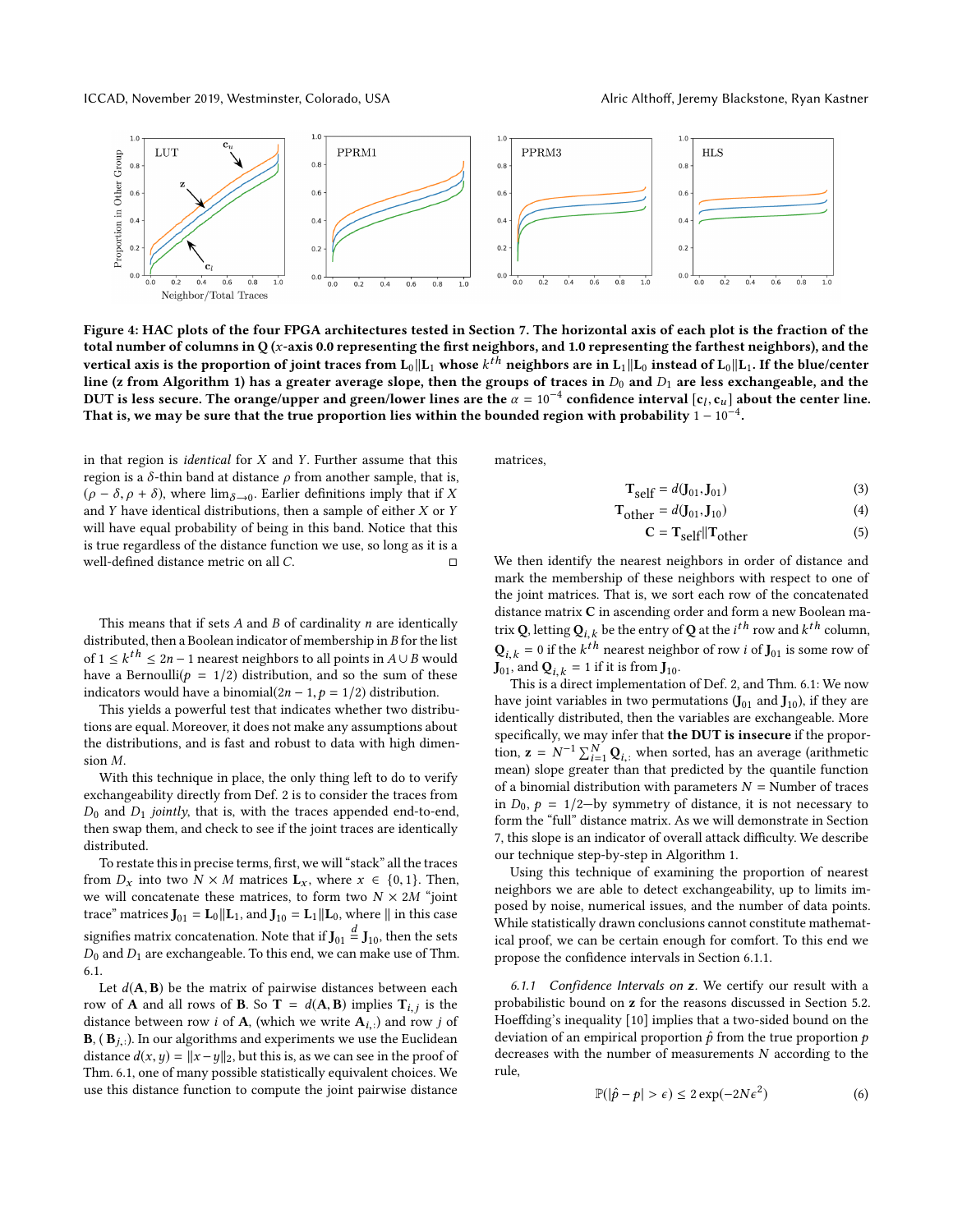Figure 4: HAC plots of the four FPGA architectures tested in Section 7. The horizontal axis of each plot is the fraction of the total number of columns in Q (x-axis 0.0 representing the first neighbors, and 1.0 representing the farthest neighbors), and the vertical axis is the proportion of joint traces from $\mathbf{L}_0 \| \mathbf{L}_1$ whose $k^{th}$ neighbors are in $\mathbf{L}_1 \| \mathbf{L}_0$ instead of $\mathbf{L}_0 \| \mathbf{L}_1$. If the blue/center line (z from Algorithm 1) has a greater average slope, then the groups of traces in $D_0$ and $D_1$ are less exchangeable, and the DUT is less secure. The orange/upper and green/lower lines are the $\alpha = 10^{-4}$ confidence interval $[\mathbf{c}_l, \mathbf{c}_u]$ about the center line. That is, we may be sure that the true proportion lies within the bounded region with probability $1 - 10^{-4}$.

in that region is *identical* for $X$ and $Y$. Further assume that this region is a $\delta$-thin band at distance $\rho$ from another sample, that is, $(\rho - \delta, \rho + \delta)$, where $\lim_{\delta \to 0}$. Earlier definitions imply that if $X$ and $Y$ have identical distributions, then a sample of either $X$ or $Y$ will have equal probability of being in this band. Notice that this is true regardless of the distance function we use, so long as it is a well-defined distance metric on all $C$. □

This means that if sets $A$ and $B$ of cardinality $n$ are identically distributed, then a Boolean indicator of membership in $B$ for the list of $1 \leq k^{th} \leq 2n - 1$ nearest neighbors to all points in $A \cup B$ would have a Bernoulli($p = 1/2$) distribution, and so the sum of these indicators would have a binomial($2n - 1, p = 1/2$) distribution.

This yields a powerful test that indicates whether two distributions are equal. Moreover, it does not make any assumptions about the distributions, and is fast and robust to data with high dimension $M$.

With this technique in place, the only thing left to do to verify exchangeability directly from Def. 2 is to consider the traces from $D_0$ and $D_1$ *jointly*, that is, with the traces appended end-to-end, then swap them, and check to see if the joint traces are identically distributed.

To restate this in precise terms, first, we will "stack" all the traces from $D_x$ into two $N \times M$ matrices $\mathbf{L}_x$, where $x \in \{0, 1\}$. Then, we will concatenate these matrices, to form two $N \times 2M$ "joint trace" matrices $\mathbf{J}_{01} = \mathbf{L}_0 \| \mathbf{L}_1$, and $\mathbf{J}_{10} = \mathbf{L}_1 \| \mathbf{L}_0$, where $\|$ in this case signifies matrix concatenation. Note that if $\mathbf{J}_{01} \stackrel{d}{=} \mathbf{J}_{10}$, then the sets $D_0$ and $D_1$ are exchangeable. To this end, we can make use of Thm. 6.1.

Let $d(\mathbf{A}, \mathbf{B})$ be the matrix of pairwise distances between each row of $\mathbf{A}$ and all rows of $\mathbf{B}$. So $\mathbf{T} = d(\mathbf{A}, \mathbf{B})$ implies $\mathbf{T}_{i,j}$ is the distance between row $i$ of $\mathbf{A}$, (which we write $\mathbf{A}_{i,:}$) and row $j$ of $\mathbf{B}$, ( $\mathbf{B}_{j,:}$). In our algorithms and experiments we use the Euclidean distance $d(x, y) = \|x - y\|_2$, but this is, as we can see in the proof of Thm. 6.1, one of many possible statistically equivalent choices. We use this distance function to compute the joint pairwise distance matrices,

$$\mathbf{T}_{\text{self}} = d(\mathbf{J}_{01}, \mathbf{J}_{01}) \tag{3}$$

$$\mathbf{T}_{\text{other}} = d(\mathbf{J}_{01}, \mathbf{J}_{10}) \tag{4}$$

$$\mathbf{C} = \mathbf{T}_{\text{self}} \| \mathbf{T}_{\text{other}} \tag{5}$$

We then identify the nearest neighbors in order of distance and mark the membership of these neighbors with respect to one of the joint matrices. That is, we sort each row of the concatenated distance matrix $\mathbf{C}$ in ascending order and form a new Boolean matrix $\mathbf{Q}$, letting $\mathbf{Q}_{i,k}$ be the entry of $\mathbf{Q}$ at the $i^{th}$ row and $k^{th}$ column, $\mathbf{Q}_{i,k} = 0$ if the $k^{th}$ nearest neighbor of row $i$ of $\mathbf{J}_{01}$ is some row of $\mathbf{J}_{01}$, and $\mathbf{Q}_{i,k} = 1$ if it is from $\mathbf{J}_{10}$.

This is a direct implementation of Def. 2, and Thm. 6.1: We now have joint variables in two permutations ($\mathbf{J}_{01}$ and $\mathbf{J}_{10}$), if they are identically distributed, then the variables are exchangeable. More specifically, we may infer that **the DUT is insecure** if the proportion, $\mathbf{z} = N^{-1} \sum_{i=1}^{N} \mathbf{Q}_{i,:}$ when sorted, has an average (arithmetic mean) slope greater than that predicted by the quantile function of a binomial distribution with parameters $N$ = Number of traces in $D_0$, $p = 1/2$—by symmetry of distance, it is not necessary to form the "full" distance matrix. As we will demonstrate in Section 7, this slope is an indicator of overall attack difficulty. We describe our technique step-by-step in Algorithm 1.

Using this technique of examining the proportion of nearest neighbors we are able to detect exchangeability, up to limits imposed by noise, numerical issues, and the number of data points. While statistically drawn conclusions cannot constitute mathematical proof, we can be certain enough for comfort. To this end we propose the confidence intervals in Section 6.1.1.

#### 6.1.1 *Confidence Intervals on z.*

We certify our result with a probabilistic bound on $\mathbf{z}$ for the reasons discussed in Section 5.2. Hoeffding's inequality [10] implies that a two-sided bound on the deviation of an empirical proportion $\hat{p}$ from the true proportion $p$ decreases with the number of measurements $N$ according to the rule,

$$\mathbb{P}(|\hat{p} - p| > \epsilon) \leq 2 \exp(-2N\epsilon^2) \tag{6}$$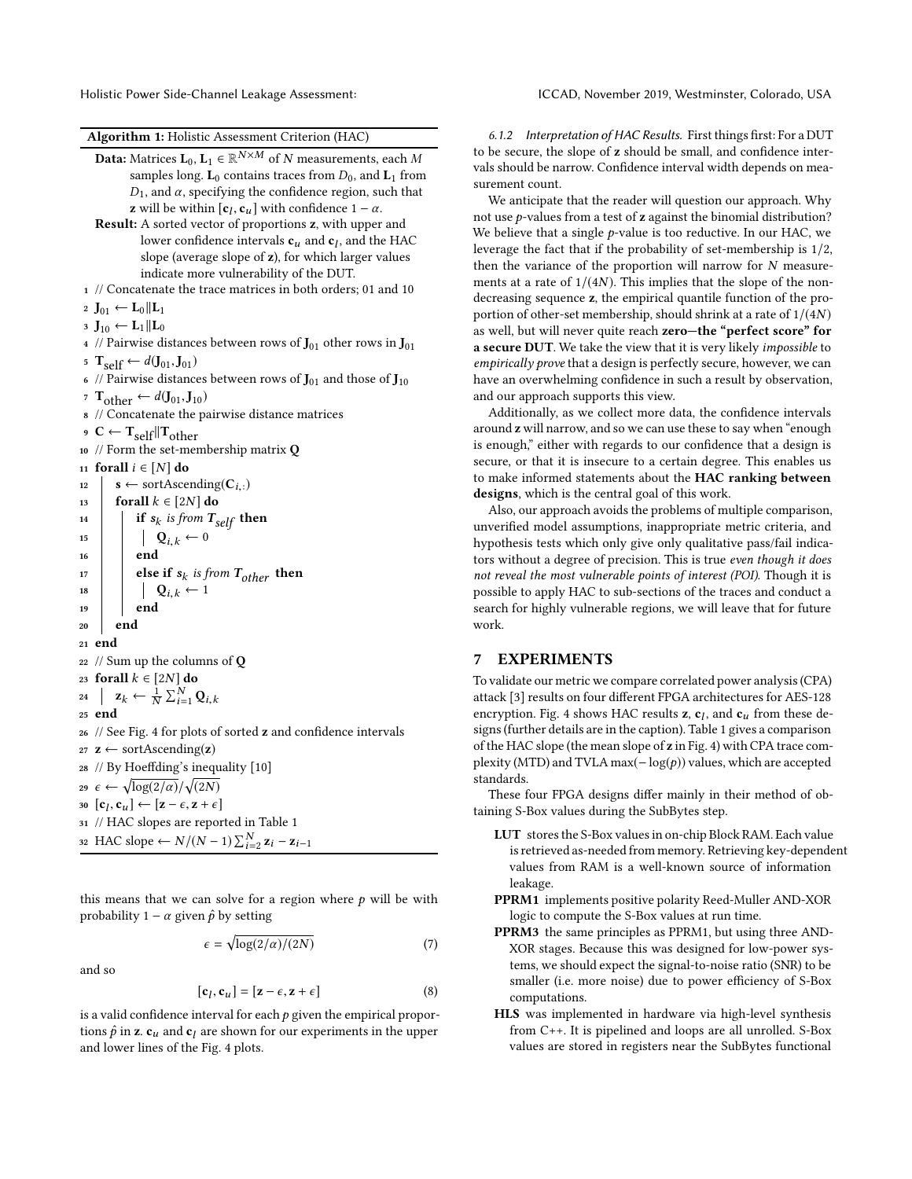**Algorithm 1:** Holistic Assessment Criterion (HAC)

**Data:** Matrices $\mathbf{L}_0, \mathbf{L}_1 \in \mathbb{R}^{N \times M}$ of $N$ measurements, each $M$ samples long. $\mathbf{L}_0$ contains traces from $D_0$, and $\mathbf{L}_1$ from $D_1$, and $\alpha$, specifying the confidence region, such that $\mathbf{z}$ will be within $[\mathbf{c}_l, \mathbf{c}_u]$ with confidence $1 - \alpha$.

**Result:** A sorted vector of proportions $\mathbf{z}$, with upper and lower confidence intervals $\mathbf{c}_u$ and $\mathbf{c}_l$, and the HAC slope (average slope of $\mathbf{z}$), for which larger values indicate more vulnerability of the DUT.

```
1  // Concatenate the trace matrices in both orders; 01 and 10
2  J_01 ← L_0 || L_1
3  J_10 ← L_1 || L_0
4  // Pairwise distances between rows of J_01 other rows in J_01
5  T_self ← d(J_01, J_01)
6  // Pairwise distances between rows of J_01 and those of J_10
7  T_other ← d(J_01, J_10)
8  // Concatenate the pairwise distance matrices
9  C ← T_self || T_other
10 // Form the set-membership matrix Q
11 forall i ∈ [N] do
12 |   s ← sortAscending(C_{i,:})
13 |   forall k ∈ [2N] do
14 |   |   if s_k is from T_self then
15 |   |   |   Q_{i,k} ← 0
16 |   |   end
17 |   |   else if s_k is from T_other then
18 |   |   |   Q_{i,k} ← 1
19 |   |   end
20 |   end
21 end
22 // Sum up the columns of Q
23 forall k ∈ [2N] do
24 |   z_k ← (1/N) Σ_{i=1}^{N} Q_{i,k}
25 end
26 // See Fig. 4 for plots of sorted z and confidence intervals
27 z ← sortAscending(z)
28 // By Hoeffding's inequality [10]
29 ε ← sqrt(log(2/α)) / sqrt(2N)
30 [c_l, c_u] ← [z − ε, z + ε]
31 // HAC slopes are reported in Table 1
32 HAC slope ← N/(N − 1) Σ_{i=2}^{N} z_i − z_{i−1}
```

this means that we can solve for a region where $p$ will be with probability $1 - \alpha$ given $\hat{p}$ by setting

$$\epsilon = \sqrt{\log(2/\alpha)/(2N)} \tag{7}$$

and so

$$[\mathbf{c}_l, \mathbf{c}_u] = [\mathbf{z} - \epsilon, \mathbf{z} + \epsilon] \tag{8}$$

is a valid confidence interval for each $p$ given the empirical proportions $\hat{p}$ in $\mathbf{z}$. $\mathbf{c}_u$ and $\mathbf{c}_l$ are shown for our experiments in the upper and lower lines of the Fig. 4 plots.

#### 6.1.2 Interpretation of HAC Results.

First things first: For a DUT to be secure, the slope of $\mathbf{z}$ should be small, and confidence intervals should be narrow. Confidence interval width depends on measurement count.

We anticipate that the reader will question our approach. Why not use $p$-values from a test of $\mathbf{z}$ against the binomial distribution? We believe that a single $p$-value is too reductive. In our HAC, we leverage the fact that if the probability of set-membership is $1/2$, then the variance of the proportion will narrow for $N$ measurements at a rate of $1/(4N)$. This implies that the slope of the non-decreasing sequence $\mathbf{z}$, the empirical quantile function of the proportion of other-set membership, should shrink at a rate of $1/(4N)$ as well, but will never quite reach **zero—the "perfect score" for a secure DUT**. We take the view that it is very likely *impossible* to *empirically prove* that a design is perfectly secure, however, we can have an overwhelming confidence in such a result by observation, and our approach supports this view.

Additionally, as we collect more data, the confidence intervals around $\mathbf{z}$ will narrow, and so we can use these to say when "enough is enough," either with regards to our confidence that a design is secure, or that it is insecure to a certain degree. This enables us to make informed statements about the **HAC ranking between designs**, which is the central goal of this work.

Also, our approach avoids the problems of multiple comparison, unverified model assumptions, inappropriate metric criteria, and hypothesis tests which only give only qualitative pass/fail indicators without a degree of precision. This is true *even though it does not reveal the most vulnerable points of interest (POI)*. Though it is possible to apply HAC to sub-sections of the traces and conduct a search for highly vulnerable regions, we will leave that for future work.

## 7 EXPERIMENTS

To validate our metric we compare correlated power analysis (CPA) attack [3] results on four different FPGA architectures for AES-128 encryption. Fig. 4 shows HAC results $\mathbf{z}$, $\mathbf{c}_l$, and $\mathbf{c}_u$ from these designs (further details are in the caption). Table 1 gives a comparison of the HAC slope (the mean slope of $\mathbf{z}$ in Fig. 4) with CPA trace complexity (MTD) and TVLA $\max(-\log(p))$ values, which are accepted standards.

These four FPGA designs differ mainly in their method of obtaining S-Box values during the SubBytes step.

- **LUT** stores the S-Box values in on-chip Block RAM. Each value is retrieved as-needed from memory. Retrieving key-dependent values from RAM is a well-known source of information leakage.
- **PPRM1** implements positive polarity Reed-Muller AND-XOR logic to compute the S-Box values at run time.
- **PPRM3** the same principles as PPRM1, but using three AND-XOR stages. Because this was designed for low-power systems, we should expect the signal-to-noise ratio (SNR) to be smaller (i.e. more noise) due to power efficiency of S-Box computations.
- **HLS** was implemented in hardware via high-level synthesis from C++. It is pipelined and loops are all unrolled. S-Box values are stored in registers near the SubBytes functional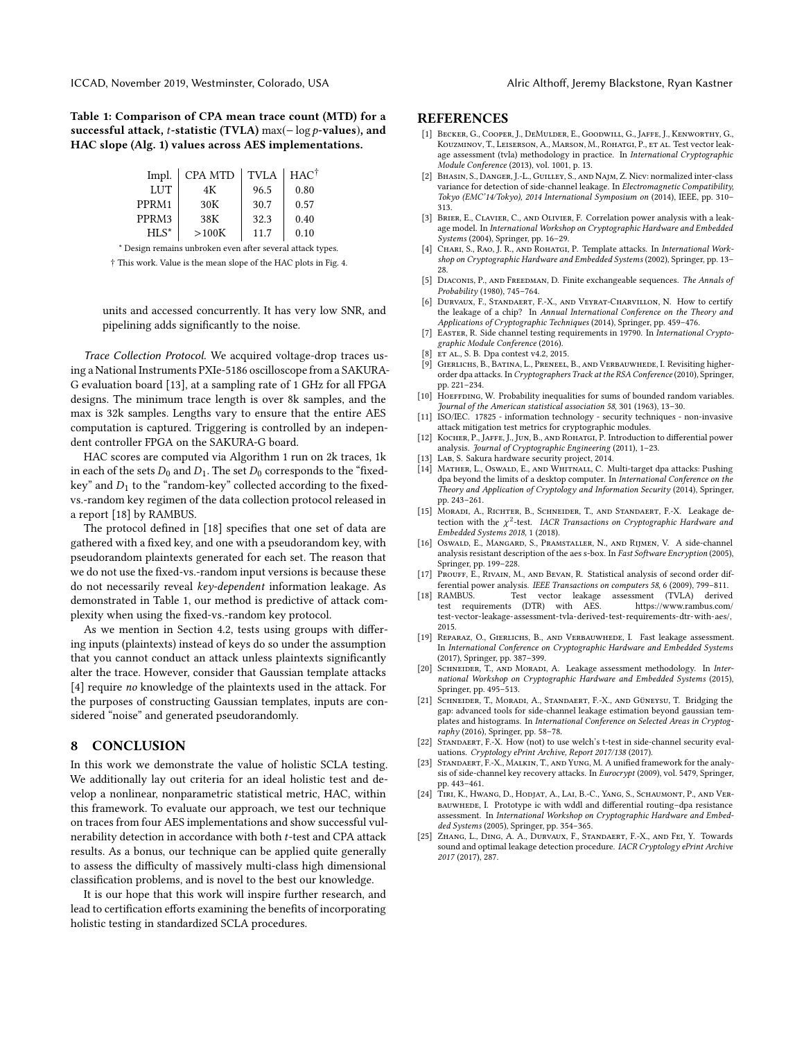**Table 1: Comparison of CPA mean trace count (MTD) for a successful attack, $t$-statistic (TVLA) $\max(-\log p\text{-values})$, and HAC slope (Alg. 1) values across AES implementations.**

| Impl. | CPA MTD | TVLA | HAC[†] |
|---|---|---|---|
| LUT | 4K | 96.5 | 0.80 |
| PPRM1 | 30K | 30.7 | 0.57 |
| PPRM3 | 38K | 32.3 | 0.40 |
| HLS* | >100K | 11.7 | 0.10 |

\* Design remains unbroken even after several attack types.

† This work. Value is the mean slope of the HAC plots in Fig. 4.

units and accessed concurrently. It has very low SNR, and pipelining adds significantly to the noise.

*Trace Collection Protocol.* We acquired voltage-drop traces using a National Instruments PXIe-5186 oscilloscope from a SAKURA-G evaluation board [13], at a sampling rate of 1 GHz for all FPGA designs. The minimum trace length is over 8k samples, and the max is 32k samples. Lengths vary to ensure that the entire AES computation is captured. Triggering is controlled by an independent controller FPGA on the SAKURA-G board.

HAC scores are computed via Algorithm 1 run on 2k traces, 1k in each of the sets $D_0$ and $D_1$. The set $D_0$ corresponds to the "fixed-key" and $D_1$ to the "random-key" collected according to the fixed-vs.-random key regimen of the data collection protocol released in a report [18] by RAMBUS.

The protocol defined in [18] specifies that one set of data are gathered with a fixed key, and one with a pseudorandom key, with pseudorandom plaintexts generated for each set. The reason that we do not use the fixed-vs.-random input versions is because these do not necessarily reveal *key-dependent* information leakage. As demonstrated in Table 1, our method is predictive of attack complexity when using the fixed-vs.-random key protocol.

As we mention in Section 4.2, tests using groups with differing inputs (plaintexts) instead of keys do so under the assumption that you cannot conduct an attack unless plaintexts significantly alter the trace. However, consider that Gaussian template attacks [4] require *no* knowledge of the plaintexts used in the attack. For the purposes of constructing Gaussian templates, inputs are considered "noise" and generated pseudorandomly.

## 8 CONCLUSION

In this work we demonstrate the value of holistic SCLA testing. We additionally lay out criteria for an ideal holistic test and develop a nonlinear, nonparametric statistical metric, HAC, within this framework. To evaluate our approach, we test our technique on traces from four AES implementations and show successful vulnerability detection in accordance with both $t$-test and CPA attack results. As a bonus, our technique can be applied quite generally to assess the difficulty of massively multi-class high dimensional classification problems, and is novel to the best our knowledge.

It is our hope that this work will inspire further research, and lead to certification efforts examining the benefits of incorporating holistic testing in standardized SCLA procedures.

## REFERENCES

[1] Becker, G., Cooper, J., DeMulder, E., Goodwill, G., Jaffe, J., Kenworthy, G., Kouzminov, T., Leiserson, A., Marson, M., Rohatgi, P., et al. Test vector leakage assessment (tvla) methodology in practice. In *International Cryptographic Module Conference* (2013), vol. 1001, p. 13.

[2] Bhasin, S., Danger, J.-L., Guilley, S., and Najm, Z. Nicv: normalized inter-class variance for detection of side-channel leakage. In *Electromagnetic Compatibility, Tokyo (EMC'14/Tokyo), 2014 International Symposium on* (2014), IEEE, pp. 310–313.

[3] Brier, E., Clavier, C., and Olivier, F. Correlation power analysis with a leakage model. In *International Workshop on Cryptographic Hardware and Embedded Systems* (2004), Springer, pp. 16–29.

[4] Chari, S., Rao, J. R., and Rohatgi, P. Template attacks. In *International Workshop on Cryptographic Hardware and Embedded Systems* (2002), Springer, pp. 13–28.

[5] Diaconis, P., and Freedman, D. Finite exchangeable sequences. *The Annals of Probability* (1980), 745–764.

[6] Durvaux, F., Standaert, F.-X., and Veyrat-Charvillon, N. How to certify the leakage of a chip? In *Annual International Conference on the Theory and Applications of Cryptographic Techniques* (2014), Springer, pp. 459–476.

[7] Easter, R. Side channel testing requirements in 19790. In *International Cryptographic Module Conference* (2016).

[8] et al., S. B. Dpa contest v4.2, 2015.

[9] Gierlichs, B., Batina, L., Preneel, B., and Verbauwhede, I. Revisiting higher-order dpa attacks. In *Cryptographers Track at the RSA Conference* (2010), Springer, pp. 221–234.

[10] Hoeffding, W. Probability inequalities for sums of bounded random variables. *Journal of the American statistical association 58*, 301 (1963), 13–30.

[11] ISO/IEC. 17825 - information technology - security techniques - non-invasive attack mitigation test metrics for cryptographic modules.

[12] Kocher, P., Jaffe, J., Jun, B., and Rohatgi, P. Introduction to differential power analysis. *Journal of Cryptographic Engineering* (2011), 1–23.

[13] Lab, S. Sakura hardware security project, 2014.

[14] Mather, L., Oswald, E., and Whitnall, C. Multi-target dpa attacks: Pushing dpa beyond the limits of a desktop computer. In *International Conference on the Theory and Application of Cryptology and Information Security* (2014), Springer, pp. 243–261.

[15] Moradi, A., Richter, B., Schneider, T., and Standaert, F.-X. Leakage detection with the $\chi^2$-test. *IACR Transactions on Cryptographic Hardware and Embedded Systems 2018*, 1 (2018).

[16] Oswald, E., Mangard, S., Pramstaller, N., and Rijmen, V. A side-channel analysis resistant description of the aes s-box. In *Fast Software Encryption* (2005), Springer, pp. 199–228.

[17] Prouff, E., Rivain, M., and Bevan, R. Statistical analysis of second order differential power analysis. *IEEE Transactions on computers 58*, 6 (2009), 799–811.

[18] RAMBUS. Test vector leakage assessment (TVLA) derived test requirements (DTR) with AES. https://www.rambus.com/test-vector-leakage-assessment-tvla-derived-test-requirements-dtr-with-aes/, 2015.

[19] Reparaz, O., Gierlichs, B., and Verbauwhede, I. Fast leakage assessment. In *International Conference on Cryptographic Hardware and Embedded Systems* (2017), Springer, pp. 387–399.

[20] Schneider, T., and Moradi, A. Leakage assessment methodology. In *International Workshop on Cryptographic Hardware and Embedded Systems* (2015), Springer, pp. 495–513.

[21] Schneider, T., Moradi, A., Standaert, F.-X., and Güneysu, T. Bridging the gap: advanced tools for side-channel leakage estimation beyond gaussian templates and histograms. In *International Conference on Selected Areas in Cryptography* (2016), Springer, pp. 58–78.

[22] Standaert, F.-X. How (not) to use welch's t-test in side-channel security evaluations. *Cryptology ePrint Archive, Report 2017/138* (2017).

[23] Standaert, F.-X., Malkin, T., and Yung, M. A unified framework for the analysis of side-channel key recovery attacks. In *Eurocrypt* (2009), vol. 5479, Springer, pp. 443–461.

[24] Tiri, K., Hwang, D., Hodjat, A., Lai, B.-C., Yang, S., Schaumont, P., and Verbauwhede, I. Prototype ic with wddl and differential routing–dpa resistance assessment. In *International Workshop on Cryptographic Hardware and Embedded Systems* (2005), Springer, pp. 354–365.

[25] Zhang, L., Ding, A. A., Durvaux, F., Standaert, F.-X., and Fei, Y. Towards sound and optimal leakage detection procedure. *IACR Cryptology ePrint Archive 2017* (2017), 287.